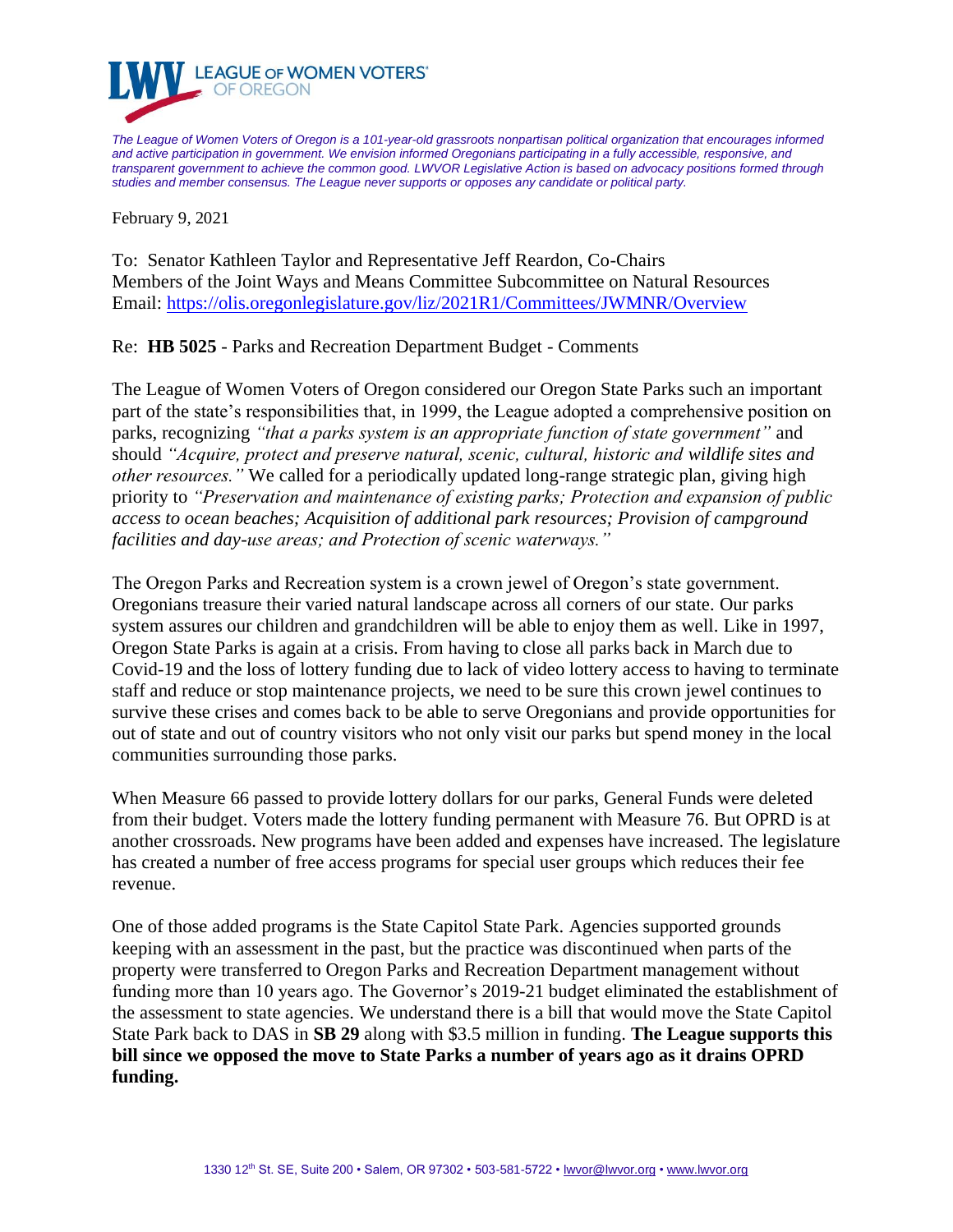LEAGUE OF WOMEN VOTERS® OF OREGON

*The League of Women Voters of Oregon is a 101-year-old grassroots nonpartisan political organization that encourages informed and active participation in government. We envision informed Oregonians participating in a fully accessible, responsive, and transparent government to achieve the common good. LWVOR Legislative Action is based on advocacy positions formed through studies and member consensus. The League never supports or opposes any candidate or political party.*

February 9, 2021

To: Senator Kathleen Taylor and Representative Jeff Reardon, Co-Chairs
Members of the Joint Ways and Means Committee Subcommittee on Natural Resources
Email: https://olis.oregonlegislature.gov/liz/2021R1/Committees/JWMNR/Overview

Re: **HB 5025** - Parks and Recreation Department Budget - Comments

The League of Women Voters of Oregon considered our Oregon State Parks such an important part of the state's responsibilities that, in 1999, the League adopted a comprehensive position on parks, recognizing *"that a parks system is an appropriate function of state government"* and should *"Acquire, protect and preserve natural, scenic, cultural, historic and wildlife sites and other resources."* We called for a periodically updated long-range strategic plan, giving high priority to *"Preservation and maintenance of existing parks; Protection and expansion of public access to ocean beaches; Acquisition of additional park resources; Provision of campground facilities and day-use areas; and Protection of scenic waterways."*

The Oregon Parks and Recreation system is a crown jewel of Oregon's state government. Oregonians treasure their varied natural landscape across all corners of our state. Our parks system assures our children and grandchildren will be able to enjoy them as well. Like in 1997, Oregon State Parks is again at a crisis. From having to close all parks back in March due to Covid-19 and the loss of lottery funding due to lack of video lottery access to having to terminate staff and reduce or stop maintenance projects, we need to be sure this crown jewel continues to survive these crises and comes back to be able to serve Oregonians and provide opportunities for out of state and out of country visitors who not only visit our parks but spend money in the local communities surrounding those parks.

When Measure 66 passed to provide lottery dollars for our parks, General Funds were deleted from their budget. Voters made the lottery funding permanent with Measure 76. But OPRD is at another crossroads. New programs have been added and expenses have increased. The legislature has created a number of free access programs for special user groups which reduces their fee revenue.

One of those added programs is the State Capitol State Park. Agencies supported grounds keeping with an assessment in the past, but the practice was discontinued when parts of the property were transferred to Oregon Parks and Recreation Department management without funding more than 10 years ago. The Governor's 2019-21 budget eliminated the establishment of the assessment to state agencies. We understand there is a bill that would move the State Capitol State Park back to DAS in **SB 29** along with $3.5 million in funding. **The League supports this bill since we opposed the move to State Parks a number of years ago as it drains OPRD funding.**

1330 12th St. SE, Suite 200 • Salem, OR 97302 • 503-581-5722 • lwvor@lwvor.org • www.lwvor.org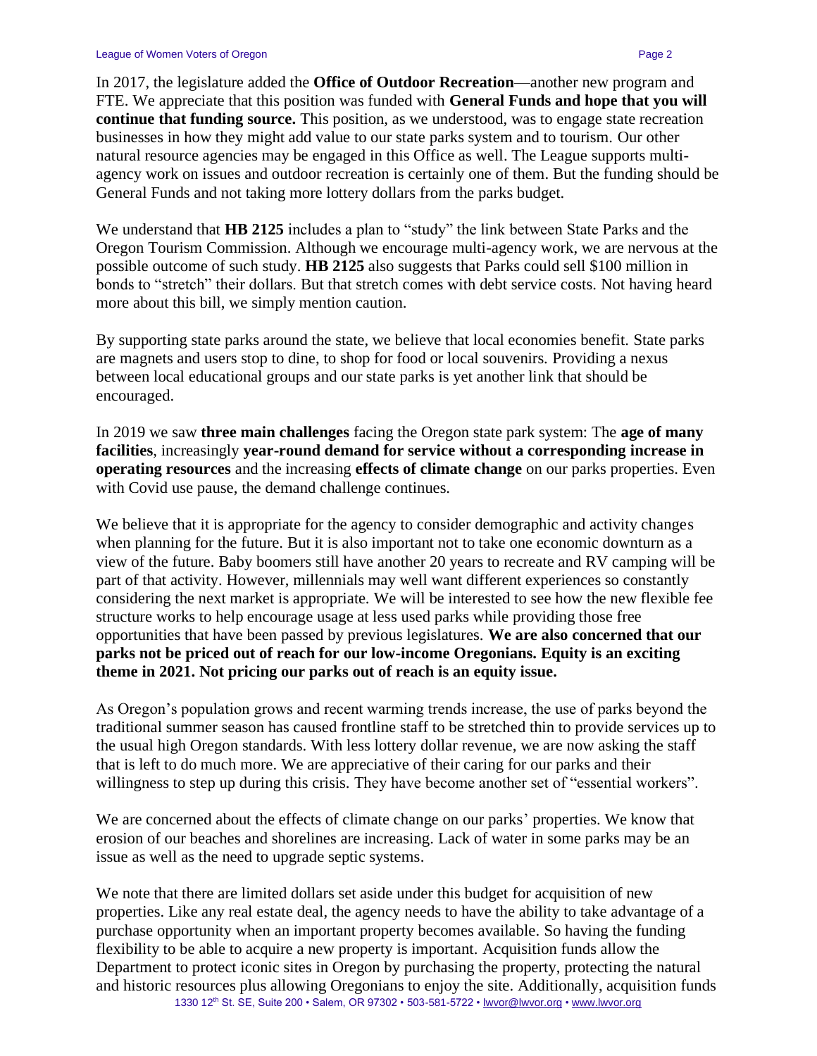In 2017, the legislature added the **Office of Outdoor Recreation**—another new program and FTE. We appreciate that this position was funded with **General Funds and hope that you will continue that funding source.** This position, as we understood, was to engage state recreation businesses in how they might add value to our state parks system and to tourism. Our other natural resource agencies may be engaged in this Office as well. The League supports multi-agency work on issues and outdoor recreation is certainly one of them. But the funding should be General Funds and not taking more lottery dollars from the parks budget.

We understand that **HB 2125** includes a plan to "study" the link between State Parks and the Oregon Tourism Commission. Although we encourage multi-agency work, we are nervous at the possible outcome of such study. **HB 2125** also suggests that Parks could sell $100 million in bonds to "stretch" their dollars. But that stretch comes with debt service costs. Not having heard more about this bill, we simply mention caution.

By supporting state parks around the state, we believe that local economies benefit. State parks are magnets and users stop to dine, to shop for food or local souvenirs. Providing a nexus between local educational groups and our state parks is yet another link that should be encouraged.

In 2019 we saw **three main challenges** facing the Oregon state park system: The **age of many facilities**, increasingly **year-round demand for service without a corresponding increase in operating resources** and the increasing **effects of climate change** on our parks properties. Even with Covid use pause, the demand challenge continues.

We believe that it is appropriate for the agency to consider demographic and activity changes when planning for the future. But it is also important not to take one economic downturn as a view of the future. Baby boomers still have another 20 years to recreate and RV camping will be part of that activity. However, millennials may well want different experiences so constantly considering the next market is appropriate. We will be interested to see how the new flexible fee structure works to help encourage usage at less used parks while providing those free opportunities that have been passed by previous legislatures. **We are also concerned that our parks not be priced out of reach for our low-income Oregonians. Equity is an exciting theme in 2021. Not pricing our parks out of reach is an equity issue.**

As Oregon's population grows and recent warming trends increase, the use of parks beyond the traditional summer season has caused frontline staff to be stretched thin to provide services up to the usual high Oregon standards. With less lottery dollar revenue, we are now asking the staff that is left to do much more. We are appreciative of their caring for our parks and their willingness to step up during this crisis. They have become another set of "essential workers".

We are concerned about the effects of climate change on our parks' properties. We know that erosion of our beaches and shorelines are increasing. Lack of water in some parks may be an issue as well as the need to upgrade septic systems.

We note that there are limited dollars set aside under this budget for acquisition of new properties. Like any real estate deal, the agency needs to have the ability to take advantage of a purchase opportunity when an important property becomes available. So having the funding flexibility to be able to acquire a new property is important. Acquisition funds allow the Department to protect iconic sites in Oregon by purchasing the property, protecting the natural and historic resources plus allowing Oregonians to enjoy the site. Additionally, acquisition funds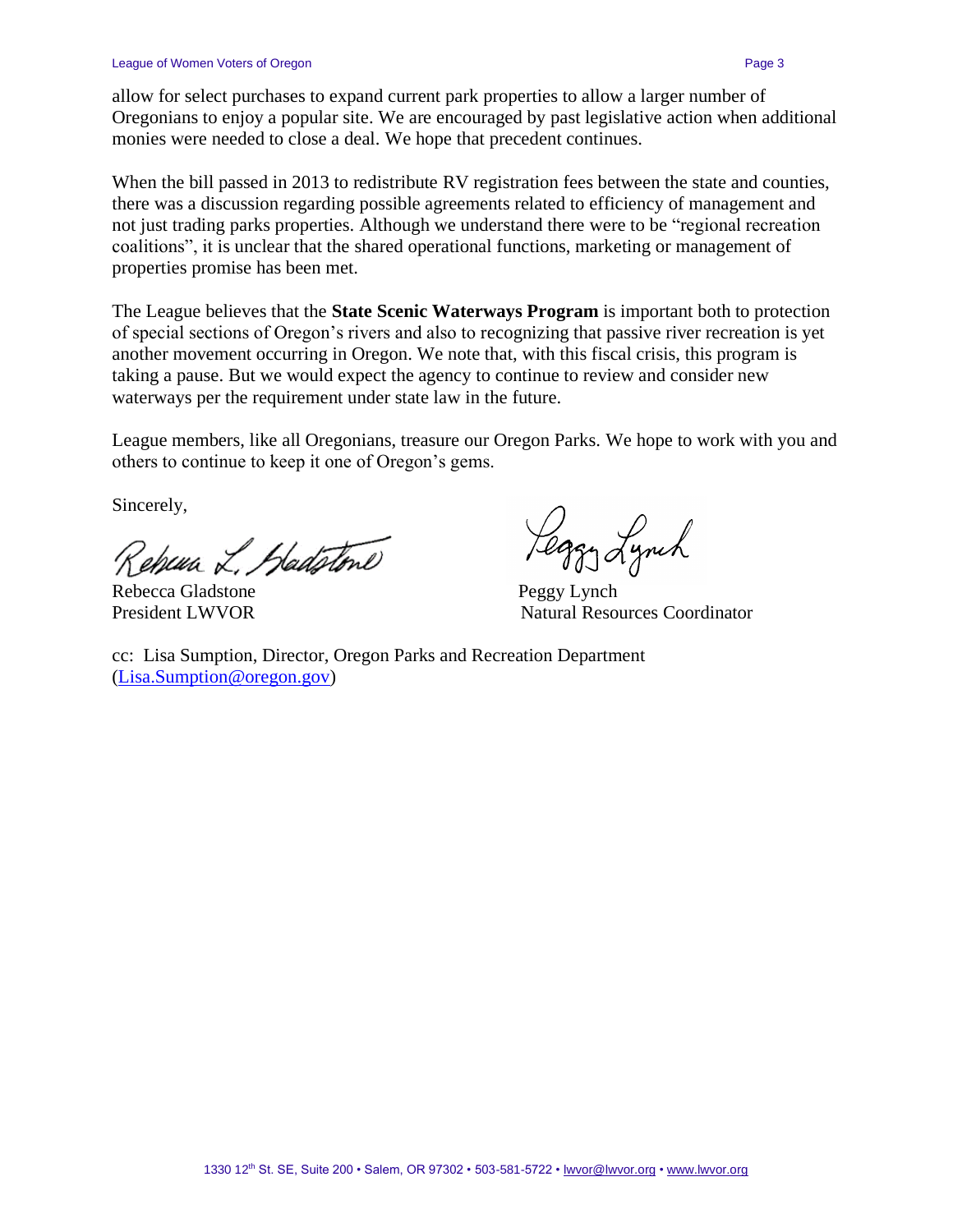allow for select purchases to expand current park properties to allow a larger number of Oregonians to enjoy a popular site. We are encouraged by past legislative action when additional monies were needed to close a deal. We hope that precedent continues.

When the bill passed in 2013 to redistribute RV registration fees between the state and counties, there was a discussion regarding possible agreements related to efficiency of management and not just trading parks properties. Although we understand there were to be "regional recreation coalitions", it is unclear that the shared operational functions, marketing or management of properties promise has been met.

The League believes that the **State Scenic Waterways Program** is important both to protection of special sections of Oregon's rivers and also to recognizing that passive river recreation is yet another movement occurring in Oregon. We note that, with this fiscal crisis, this program is taking a pause. But we would expect the agency to continue to review and consider new waterways per the requirement under state law in the future.

League members, like all Oregonians, treasure our Oregon Parks. We hope to work with you and others to continue to keep it one of Oregon's gems.

Sincerely,

Rebecca Gladstone
President LWVOR

Peggy Lynch
Natural Resources Coordinator

cc: Lisa Sumption, Director, Oregon Parks and Recreation Department (Lisa.Sumption@oregon.gov)